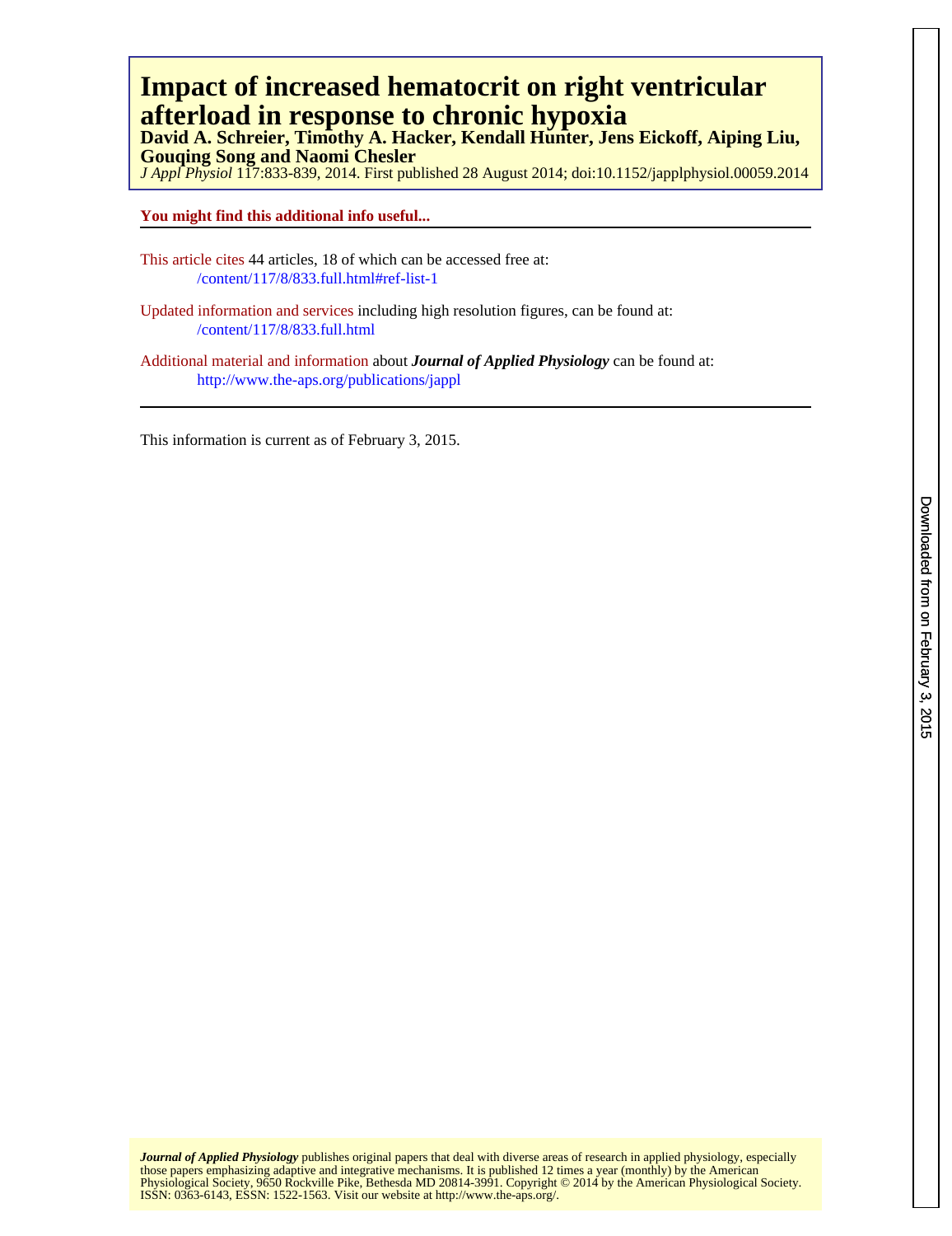# Impact of increased hematocrit on right ventricular afterload in response to chronic hypoxia

**David A. Schreier, Timothy A. Hacker, Kendall Hunter, Jens Eickoff, Aiping Liu, Gouqing Song and Naomi Chesler**

*J Appl Physiol* 117:833-839, 2014. First published 28 August 2014; doi:10.1152/japplphysiol.00059.2014

**You might find this additional info useful...**

This article cites 44 articles, 18 of which can be accessed free at:
/content/117/8/833.full.html#ref-list-1

Updated information and services including high resolution figures, can be found at:
/content/117/8/833.full.html

Additional material and information about ***Journal of Applied Physiology*** can be found at:
http://www.the-aps.org/publications/jappl

This information is current as of February 3, 2015.

***Journal of Applied Physiology*** publishes original papers that deal with diverse areas of research in applied physiology, especially those papers emphasizing adaptive and integrative mechanisms. It is published 12 times a year (monthly) by the American Physiological Society, 9650 Rockville Pike, Bethesda MD 20814-3991. Copyright © 2014 by the American Physiological Society. ISSN: 0363-6143, ESSN: 1522-1563. Visit our website at http://www.the-aps.org/.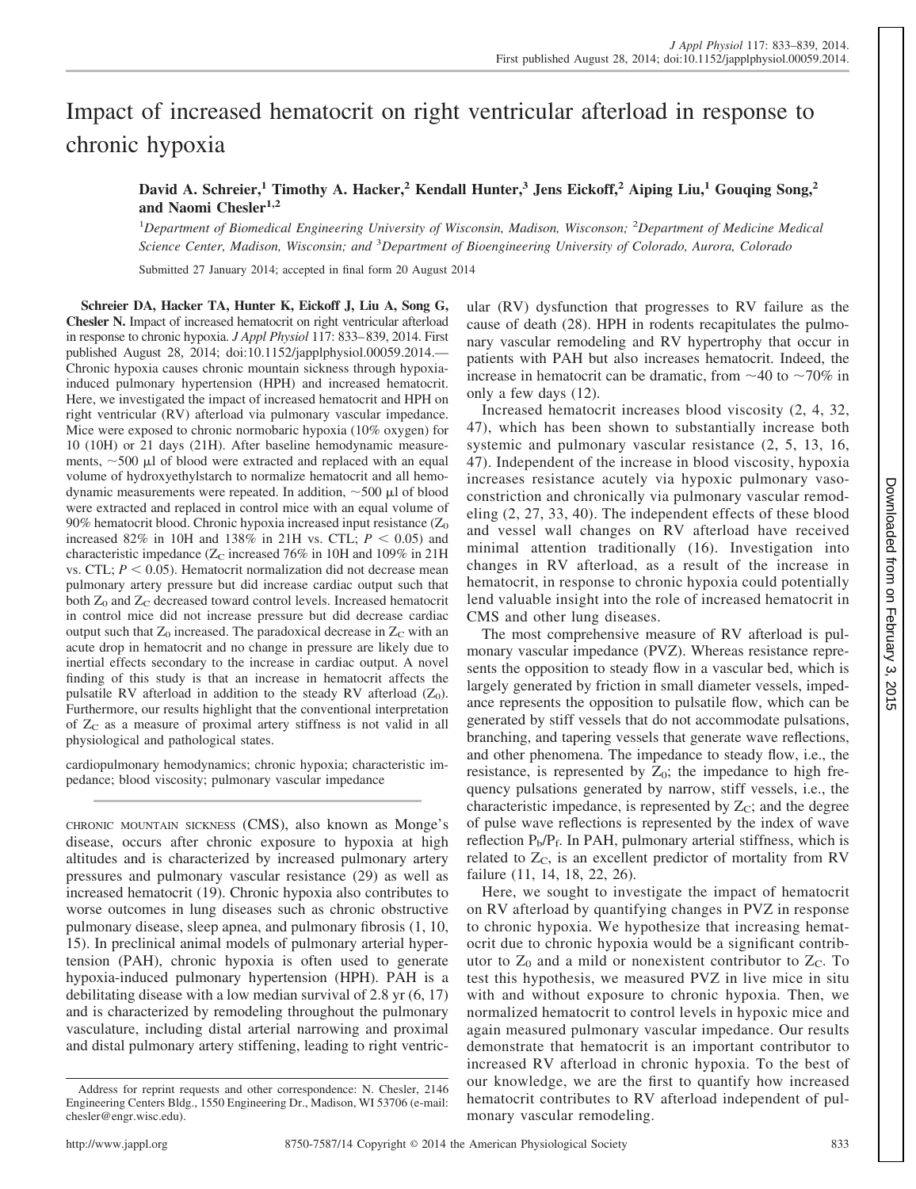# Impact of increased hematocrit on right ventricular afterload in response to chronic hypoxia

**David A. Schreier,[1] Timothy A. Hacker,[2] Kendall Hunter,[3] Jens Eickoff,[2] Aiping Liu,[1] Gouqing Song,[2] and Naomi Chesler[1,2]**

[1]*Department of Biomedical Engineering University of Wisconsin, Madison, Wisconson;* [2]*Department of Medicine Medical Science Center, Madison, Wisconsin; and* [3]*Department of Bioengineering University of Colorado, Aurora, Colorado*

Submitted 27 January 2014; accepted in final form 20 August 2014

**Schreier DA, Hacker TA, Hunter K, Eickoff J, Liu A, Song G, Chesler N.** Impact of increased hematocrit on right ventricular afterload in response to chronic hypoxia. *J Appl Physiol* 117: 833–839, 2014. First published August 28, 2014; doi:10.1152/japplphysiol.00059.2014.—Chronic hypoxia causes chronic mountain sickness through hypoxia-induced pulmonary hypertension (HPH) and increased hematocrit. Here, we investigated the impact of increased hematocrit and HPH on right ventricular (RV) afterload via pulmonary vascular impedance. Mice were exposed to chronic normobaric hypoxia (10% oxygen) for 10 (10H) or 21 days (21H). After baseline hemodynamic measurements, ~500 μl of blood were extracted and replaced with an equal volume of hydroxyethylstarch to normalize hematocrit and all hemodynamic measurements were repeated. In addition, ~500 μl of blood were extracted and replaced in control mice with an equal volume of 90% hematocrit blood. Chronic hypoxia increased input resistance ($Z_0$ increased 82% in 10H and 138% in 21H vs. CTL; $P < 0.05$) and characteristic impedance ($Z_C$ increased 76% in 10H and 109% in 21H vs. CTL; $P < 0.05$). Hematocrit normalization did not decrease mean pulmonary artery pressure but did increase cardiac output such that both $Z_0$ and $Z_C$ decreased toward control levels. Increased hematocrit in control mice did not increase pressure but did decrease cardiac output such that $Z_0$ increased. The paradoxical decrease in $Z_C$ with an acute drop in hematocrit and no change in pressure are likely due to inertial effects secondary to the increase in cardiac output. A novel finding of this study is that an increase in hematocrit affects the pulsatile RV afterload in addition to the steady RV afterload ($Z_0$). Furthermore, our results highlight that the conventional interpretation of $Z_C$ as a measure of proximal artery stiffness is not valid in all physiological and pathological states.

cardiopulmonary hemodynamics; chronic hypoxia; characteristic impedance; blood viscosity; pulmonary vascular impedance

CHRONIC MOUNTAIN SICKNESS (CMS), also known as Monge's disease, occurs after chronic exposure to hypoxia at high altitudes and is characterized by increased pulmonary artery pressures and pulmonary vascular resistance (29) as well as increased hematocrit (19). Chronic hypoxia also contributes to worse outcomes in lung diseases such as chronic obstructive pulmonary disease, sleep apnea, and pulmonary fibrosis (1, 10, 15). In preclinical animal models of pulmonary arterial hypertension (PAH), chronic hypoxia is often used to generate hypoxia-induced pulmonary hypertension (HPH). PAH is a debilitating disease with a low median survival of 2.8 yr (6, 17) and is characterized by remodeling throughout the pulmonary vasculature, including distal arterial narrowing and proximal and distal pulmonary artery stiffening, leading to right ventricular (RV) dysfunction that progresses to RV failure as the cause of death (28). HPH in rodents recapitulates the pulmonary vascular remodeling and RV hypertrophy that occur in patients with PAH but also increases hematocrit. Indeed, the increase in hematocrit can be dramatic, from ~40 to ~70% in only a few days (12).

Increased hematocrit increases blood viscosity (2, 4, 32, 47), which has been shown to substantially increase both systemic and pulmonary vascular resistance (2, 5, 13, 16, 47). Independent of the increase in blood viscosity, hypoxia increases resistance acutely via hypoxic pulmonary vasoconstriction and chronically via pulmonary vascular remodeling (2, 27, 33, 40). The independent effects of these blood and vessel wall changes on RV afterload have received minimal attention traditionally (16). Investigation into changes in RV afterload, as a result of the increase in hematocrit, in response to chronic hypoxia could potentially lend valuable insight into the role of increased hematocrit in CMS and other lung diseases.

The most comprehensive measure of RV afterload is pulmonary vascular impedance (PVZ). Whereas resistance represents the opposition to steady flow in a vascular bed, which is largely generated by friction in small diameter vessels, impedance represents the opposition to pulsatile flow, which can be generated by stiff vessels that do not accommodate pulsations, branching, and tapering vessels that generate wave reflections, and other phenomena. The impedance to steady flow, i.e., the resistance, is represented by $Z_0$; the impedance to high frequency pulsations generated by narrow, stiff vessels, i.e., the characteristic impedance, is represented by $Z_C$; and the degree of pulse wave reflections is represented by the index of wave reflection $P_b/P_f$. In PAH, pulmonary arterial stiffness, which is related to $Z_C$, is an excellent predictor of mortality from RV failure (11, 14, 18, 22, 26).

Here, we sought to investigate the impact of hematocrit on RV afterload by quantifying changes in PVZ in response to chronic hypoxia. We hypothesize that increasing hematocrit due to chronic hypoxia would be a significant contributor to $Z_0$ and a mild or nonexistent contributor to $Z_C$. To test this hypothesis, we measured PVZ in live mice in situ with and without exposure to chronic hypoxia. Then, we normalized hematocrit to control levels in hypoxic mice and again measured pulmonary vascular impedance. Our results demonstrate that hematocrit is an important contributor to increased RV afterload in chronic hypoxia. To the best of our knowledge, we are the first to quantify how increased hematocrit contributes to RV afterload independent of pulmonary vascular remodeling.

Address for reprint requests and other correspondence: N. Chesler, 2146 Engineering Centers Bldg., 1550 Engineering Dr., Madison, WI 53706 (e-mail: chesler@engr.wisc.edu).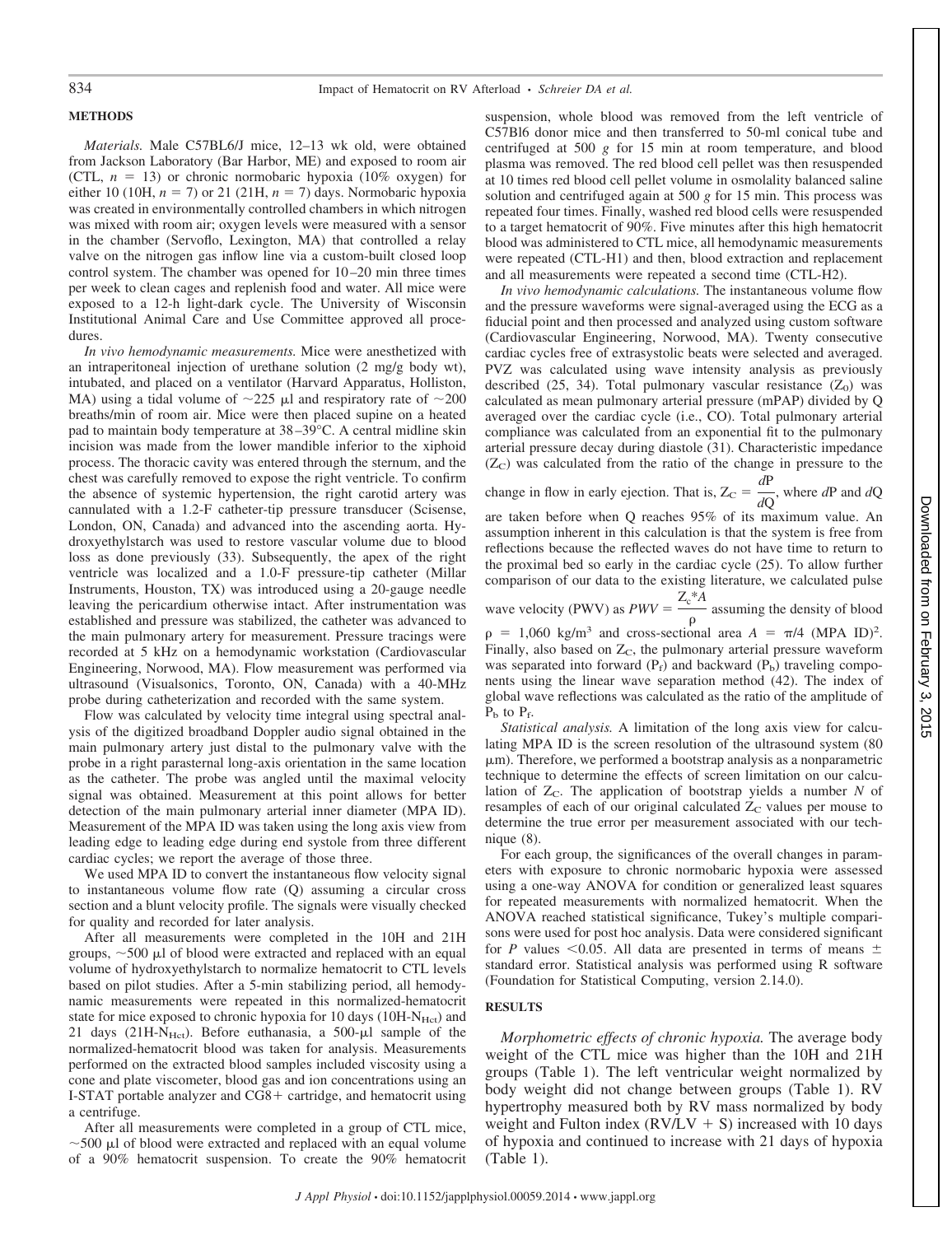## METHODS

*Materials.* Male C57BL6/J mice, 12–13 wk old, were obtained from Jackson Laboratory (Bar Harbor, ME) and exposed to room air (CTL, $n = 13$) or chronic normobaric hypoxia (10% oxygen) for either 10 (10H, $n = 7$) or 21 (21H, $n = 7$) days. Normobaric hypoxia was created in environmentally controlled chambers in which nitrogen was mixed with room air; oxygen levels were measured with a sensor in the chamber (Servoflo, Lexington, MA) that controlled a relay valve on the nitrogen gas inflow line via a custom-built closed loop control system. The chamber was opened for 10–20 min three times per week to clean cages and replenish food and water. All mice were exposed to a 12-h light-dark cycle. The University of Wisconsin Institutional Animal Care and Use Committee approved all procedures.

*In vivo hemodynamic measurements.* Mice were anesthetized with an intraperitoneal injection of urethane solution (2 mg/g body wt), intubated, and placed on a ventilator (Harvard Apparatus, Holliston, MA) using a tidal volume of ~225 μl and respiratory rate of ~200 breaths/min of room air. Mice were then placed supine on a heated pad to maintain body temperature at 38–39°C. A central midline skin incision was made from the lower mandible inferior to the xiphoid process. The thoracic cavity was entered through the sternum, and the chest was carefully removed to expose the right ventricle. To confirm the absence of systemic hypertension, the right carotid artery was cannulated with a 1.2-F catheter-tip pressure transducer (Scisense, London, ON, Canada) and advanced into the ascending aorta. Hydroxyethylstarch was used to restore vascular volume due to blood loss as done previously (33). Subsequently, the apex of the right ventricle was localized and a 1.0-F pressure-tip catheter (Millar Instruments, Houston, TX) was introduced using a 20-gauge needle leaving the pericardium otherwise intact. After instrumentation was established and pressure was stabilized, the catheter was advanced to the main pulmonary artery for measurement. Pressure tracings were recorded at 5 kHz on a hemodynamic workstation (Cardiovascular Engineering, Norwood, MA). Flow measurement was performed via ultrasound (Visualsonics, Toronto, ON, Canada) with a 40-MHz probe during catheterization and recorded with the same system.

Flow was calculated by velocity time integral using spectral analysis of the digitized broadband Doppler audio signal obtained in the main pulmonary artery just distal to the pulmonary valve with the probe in a right parasternal long-axis orientation in the same location as the catheter. The probe was angled until the maximal velocity signal was obtained. Measurement at this point allows for better detection of the main pulmonary arterial inner diameter (MPA ID). Measurement of the MPA ID was taken using the long axis view from leading edge to leading edge during end systole from three different cardiac cycles; we report the average of those three.

We used MPA ID to convert the instantaneous flow velocity signal to instantaneous volume flow rate (Q) assuming a circular cross section and a blunt velocity profile. The signals were visually checked for quality and recorded for later analysis.

After all measurements were completed in the 10H and 21H groups, ~500 μl of blood were extracted and replaced with an equal volume of hydroxyethylstarch to normalize hematocrit to CTL levels based on pilot studies. After a 5-min stabilizing period, all hemodynamic measurements were repeated in this normalized-hematocrit state for mice exposed to chronic hypoxia for 10 days (10H-$N_{Hct}$) and 21 days (21H-$N_{Hct}$). Before euthanasia, a 500-μl sample of the normalized-hematocrit blood was taken for analysis. Measurements performed on the extracted blood samples included viscosity using a cone and plate viscometer, blood gas and ion concentrations using an I-STAT portable analyzer and CG8+ cartridge, and hematocrit using a centrifuge.

After all measurements were completed in a group of CTL mice, ~500 μl of blood were extracted and replaced with an equal volume of a 90% hematocrit suspension. To create the 90% hematocrit suspension, whole blood was removed from the left ventricle of C57Bl6 donor mice and then transferred to 50-ml conical tube and centrifuged at 500 *g* for 15 min at room temperature, and blood plasma was removed. The red blood cell pellet was then resuspended at 10 times red blood cell pellet volume in osmolality balanced saline solution and centrifuged again at 500 *g* for 15 min. This process was repeated four times. Finally, washed red blood cells were resuspended to a target hematocrit of 90%. Five minutes after this high hematocrit blood was administered to CTL mice, all hemodynamic measurements were repeated (CTL-H1) and then, blood extraction and replacement and all measurements were repeated a second time (CTL-H2).

*In vivo hemodynamic calculations.* The instantaneous volume flow and the pressure waveforms were signal-averaged using the ECG as a fiducial point and then processed and analyzed using custom software (Cardiovascular Engineering, Norwood, MA). Twenty consecutive cardiac cycles free of extrasystolic beats were selected and averaged. PVZ was calculated using wave intensity analysis as previously described (25, 34). Total pulmonary vascular resistance ($Z_0$) was calculated as mean pulmonary arterial pressure (mPAP) divided by Q averaged over the cardiac cycle (i.e., CO). Total pulmonary arterial compliance was calculated from an exponential fit to the pulmonary arterial pressure decay during diastole (31). Characteristic impedance ($Z_C$) was calculated from the ratio of the change in pressure to the change in flow in early ejection. That is, $Z_C = \frac{dP}{dQ}$, where $dP$ and $dQ$ are taken before when Q reaches 95% of its maximum value. An assumption inherent in this calculation is that the system is free from reflections because the reflected waves do not have time to return to the proximal bed so early in the cardiac cycle (25). To allow further comparison of our data to the existing literature, we calculated pulse wave velocity (PWV) as $PWV = \frac{Z_c * A}{\rho}$ assuming the density of blood $\rho = 1{,}060$ kg/m³ and cross-sectional area $A = \pi/4$ (MPA ID)². Finally, also based on $Z_C$, the pulmonary arterial pressure waveform was separated into forward ($P_f$) and backward ($P_b$) traveling components using the linear wave separation method (42). The index of global wave reflections was calculated as the ratio of the amplitude of $P_b$ to $P_f$.

*Statistical analysis.* A limitation of the long axis view for calculating MPA ID is the screen resolution of the ultrasound system (80 μm). Therefore, we performed a bootstrap analysis as a nonparametric technique to determine the effects of screen limitation on our calculation of $Z_C$. The application of bootstrap yields a number *N* of resamples of each of our original calculated $Z_C$ values per mouse to determine the true error per measurement associated with our technique (8).

For each group, the significances of the overall changes in parameters with exposure to chronic normobaric hypoxia were assessed using a one-way ANOVA for condition or generalized least squares for repeated measurements with normalized hematocrit. When the ANOVA reached statistical significance, Tukey's multiple comparisons were used for post hoc analysis. Data were considered significant for $P$ values $<0.05$. All data are presented in terms of means ± standard error. Statistical analysis was performed using R software (Foundation for Statistical Computing, version 2.14.0).

## RESULTS

*Morphometric effects of chronic hypoxia.* The average body weight of the CTL mice was higher than the 10H and 21H groups (Table 1). The left ventricular weight normalized by body weight did not change between groups (Table 1). RV hypertrophy measured both by RV mass normalized by body weight and Fulton index (RV/LV + S) increased with 10 days of hypoxia and continued to increase with 21 days of hypoxia (Table 1).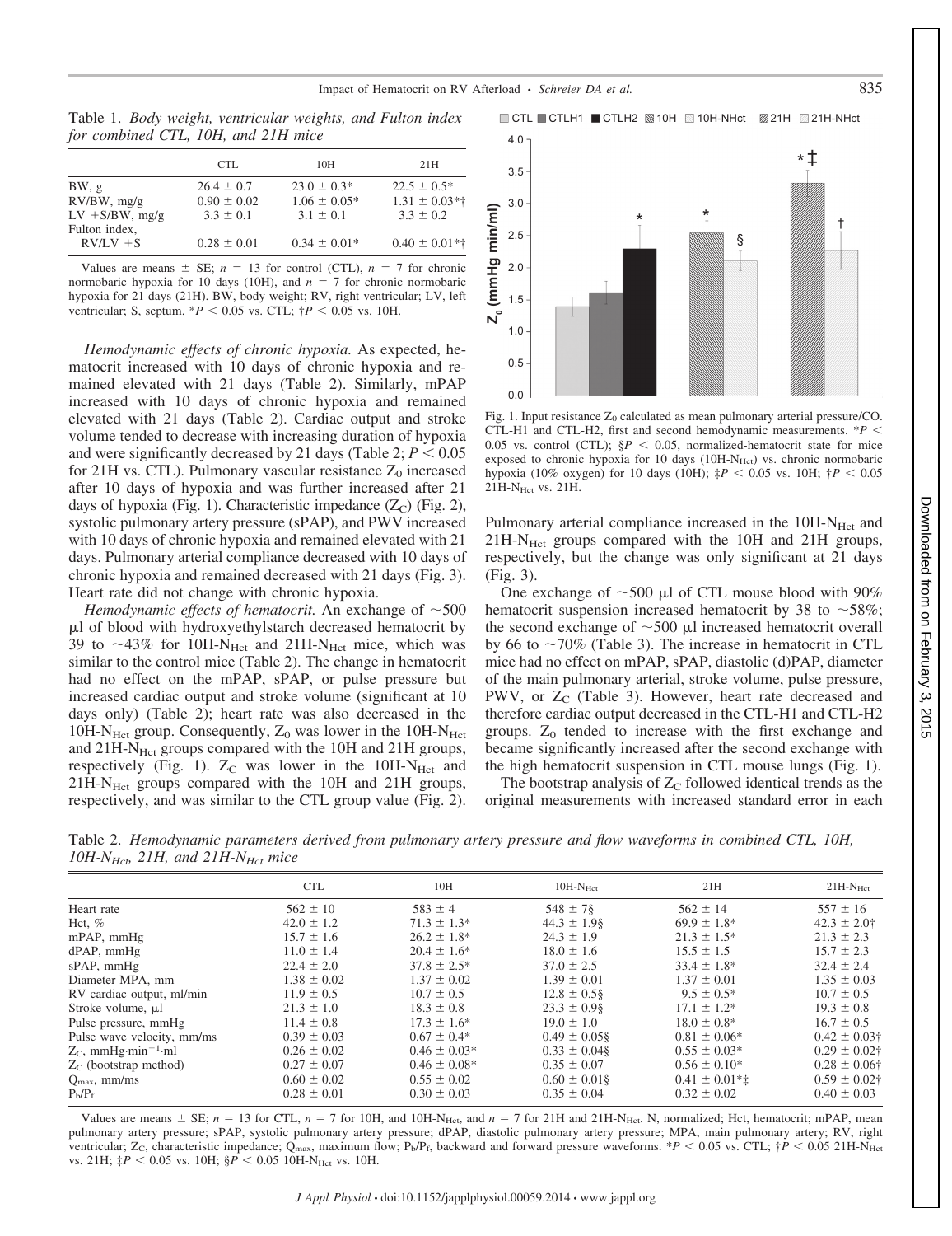Table 1. *Body weight, ventricular weights, and Fulton index for combined CTL, 10H, and 21H mice*

| | CTL | 10H | 21H |
|---|---|---|---|
| BW, g | 26.4 ± 0.7 | 23.0 ± 0.3* | 22.5 ± 0.5* |
| RV/BW, mg/g | 0.90 ± 0.02 | 1.06 ± 0.05* | 1.31 ± 0.03*† |
| LV +S/BW, mg/g | 3.3 ± 0.1 | 3.1 ± 0.1 | 3.3 ± 0.2 |
| Fulton index, RV/LV +S | 0.28 ± 0.01 | 0.34 ± 0.01* | 0.40 ± 0.01*† |

Values are means ± SE; $n$ = 13 for control (CTL), $n$ = 7 for chronic normobaric hypoxia for 10 days (10H), and $n$ = 7 for chronic normobaric hypoxia for 21 days (21H). BW, body weight; RV, right ventricular; LV, left ventricular; S, septum. *$P < 0.05$ vs. CTL; †$P < 0.05$ vs. 10H.

*Hemodynamic effects of chronic hypoxia.* As expected, hematocrit increased with 10 days of chronic hypoxia and remained elevated with 21 days (Table 2). Similarly, mPAP increased with 10 days of chronic hypoxia and remained elevated with 21 days (Table 2). Cardiac output and stroke volume tended to decrease with increasing duration of hypoxia and were significantly decreased by 21 days (Table 2; $P < 0.05$ for 21H vs. CTL). Pulmonary vascular resistance $Z_0$ increased after 10 days of hypoxia and was further increased after 21 days of hypoxia (Fig. 1). Characteristic impedance ($Z_C$) (Fig. 2), systolic pulmonary artery pressure (sPAP), and PWV increased with 10 days of chronic hypoxia and remained elevated with 21 days. Pulmonary arterial compliance decreased with 10 days of chronic hypoxia and remained decreased with 21 days (Fig. 3). Heart rate did not change with chronic hypoxia.

*Hemodynamic effects of hematocrit.* An exchange of ~500 μl of blood with hydroxyethylstarch decreased hematocrit by 39 to ~43% for 10H-$N_{Hct}$ and 21H-$N_{Hct}$ mice, which was similar to the control mice (Table 2). The change in hematocrit had no effect on the mPAP, sPAP, or pulse pressure but increased cardiac output and stroke volume (significant at 10 days only) (Table 2); heart rate was also decreased in the 10H-$N_{Hct}$ group. Consequently, $Z_0$ was lower in the 10H-$N_{Hct}$ and 21H-$N_{Hct}$ groups compared with the 10H and 21H groups, respectively (Fig. 1). $Z_C$ was lower in the 10H-$N_{Hct}$ and 21H-$N_{Hct}$ groups compared with the 10H and 21H groups, respectively, and was similar to the CTL group value (Fig. 2).

Fig. 1. Input resistance $Z_0$ calculated as mean pulmonary arterial pressure/CO. CTL-H1 and CTL-H2, first and second hemodynamic measurements. *$P <$ 0.05 vs. control (CTL); §$P < 0.05$, normalized-hematocrit state for mice exposed to chronic hypoxia for 10 days (10H-$N_{Hct}$) vs. chronic normobaric hypoxia (10% oxygen) for 10 days (10H); ‡$P < 0.05$ vs. 10H; †$P < 0.05$ 21H-$N_{Hct}$ vs. 21H.

Pulmonary arterial compliance increased in the 10H-$N_{Hct}$ and 21H-$N_{Hct}$ groups compared with the 10H and 21H groups, respectively, but the change was only significant at 21 days (Fig. 3).

One exchange of ~500 μl of CTL mouse blood with 90% hematocrit suspension increased hematocrit by 38 to ~58%; the second exchange of ~500 μl increased hematocrit overall by 66 to ~70% (Table 3). The increase in hematocrit in CTL mice had no effect on mPAP, sPAP, diastolic (d)PAP, diameter of the main pulmonary arterial, stroke volume, pulse pressure, PWV, or $Z_C$ (Table 3). However, heart rate decreased and therefore cardiac output decreased in the CTL-H1 and CTL-H2 groups. $Z_0$ tended to increase with the first exchange and became significantly increased after the second exchange with the high hematocrit suspension in CTL mouse lungs (Fig. 1).

The bootstrap analysis of $Z_C$ followed identical trends as the original measurements with increased standard error in each

Table 2. *Hemodynamic parameters derived from pulmonary artery pressure and flow waveforms in combined CTL, 10H, 10H-$N_{Hct}$, 21H, and 21H-$N_{Hct}$ mice*

| | CTL | 10H | 10H-$N_{Hct}$ | 21H | 21H-$N_{Hct}$ |
|---|---|---|---|---|---|
| Heart rate | 562 ± 10 | 583 ± 4 | 548 ± 7§ | 562 ± 14 | 557 ± 16 |
| Hct, % | 42.0 ± 1.2 | 71.3 ± 1.3* | 44.3 ± 1.9§ | 69.9 ± 1.8* | 42.3 ± 2.0† |
| mPAP, mmHg | 15.7 ± 1.6 | 26.2 ± 1.8* | 24.3 ± 1.9 | 21.3 ± 1.5* | 21.3 ± 2.3 |
| dPAP, mmHg | 11.0 ± 1.4 | 20.4 ± 1.6* | 18.0 ± 1.6 | 15.5 ± 1.5 | 15.7 ± 2.3 |
| sPAP, mmHg | 22.4 ± 2.0 | 37.8 ± 2.5* | 37.0 ± 2.5 | 33.4 ± 1.8* | 32.4 ± 2.4 |
| Diameter MPA, mm | 1.38 ± 0.02 | 1.37 ± 0.02 | 1.39 ± 0.01 | 1.37 ± 0.01 | 1.35 ± 0.03 |
| RV cardiac output, ml/min | 11.9 ± 0.5 | 10.7 ± 0.5 | 12.8 ± 0.5§ | 9.5 ± 0.5* | 10.7 ± 0.5 |
| Stroke volume, μl | 21.3 ± 1.0 | 18.3 ± 0.8 | 23.3 ± 0.9§ | 17.1 ± 1.2* | 19.3 ± 0.8 |
| Pulse pressure, mmHg | 11.4 ± 0.8 | 17.3 ± 1.6* | 19.0 ± 1.0 | 18.0 ± 0.8* | 16.7 ± 0.5 |
| Pulse wave velocity, mm/ms | 0.39 ± 0.03 | 0.67 ± 0.4* | 0.49 ± 0.05§ | 0.81 ± 0.06* | 0.42 ± 0.03† |
| $Z_C$, mmHg·min$^{-1}$·ml | 0.26 ± 0.02 | 0.46 ± 0.03* | 0.33 ± 0.04§ | 0.55 ± 0.03* | 0.29 ± 0.02† |
| $Z_C$ (bootstrap method) | 0.27 ± 0.07 | 0.46 ± 0.08* | 0.35 ± 0.07 | 0.56 ± 0.10* | 0.28 ± 0.06† |
| $Q_{max}$, mm/ms | 0.60 ± 0.02 | 0.55 ± 0.02 | 0.60 ± 0.01§ | 0.41 ± 0.01*‡ | 0.59 ± 0.02† |
| $P_b/P_f$ | 0.28 ± 0.01 | 0.30 ± 0.03 | 0.35 ± 0.04 | 0.32 ± 0.02 | 0.40 ± 0.03 |

Values are means ± SE; $n$ = 13 for CTL, $n$ = 7 for 10H, and 10H-$N_{Hct}$, and $n$ = 7 for 21H and 21H-$N_{Hct}$. N, normalized; Hct, hematocrit; mPAP, mean pulmonary artery pressure; sPAP, systolic pulmonary artery pressure; dPAP, diastolic pulmonary artery pressure; MPA, main pulmonary artery; RV, right ventricular; $Z_C$, characteristic impedance; $Q_{max}$, maximum flow; $P_b/P_f$, backward and forward pressure waveforms. *$P < 0.05$ vs. CTL; †$P < 0.05$ 21H-$N_{Hct}$ vs. 21H; ‡$P < 0.05$ vs. 10H; §$P < 0.05$ 10H-$N_{Hct}$ vs. 10H.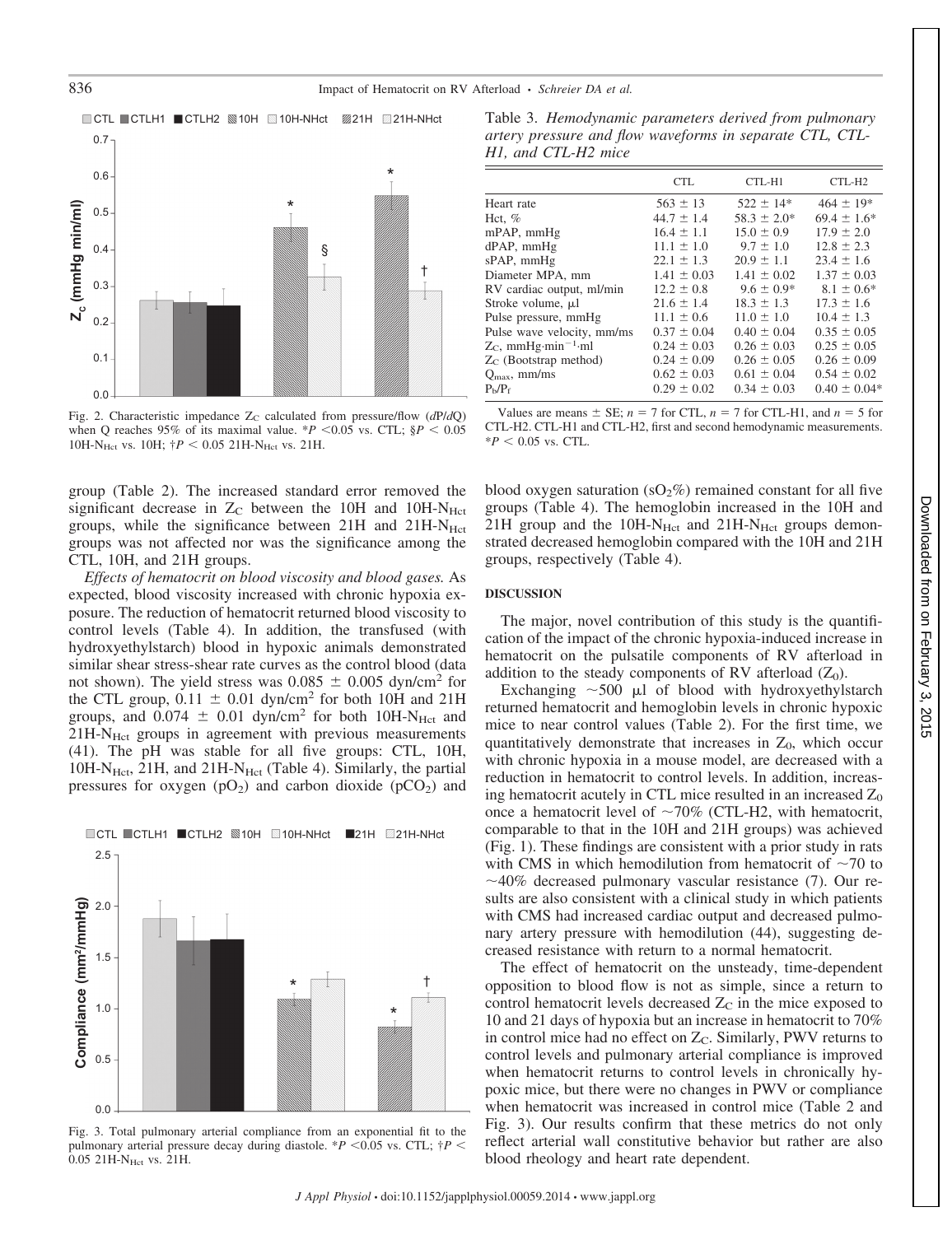Fig. 2. Characteristic impedance $Z_C$ calculated from pressure/flow (*d*P/*d*Q) when Q reaches 95% of its maximal value. \*$P < 0.05$ vs. CTL; §$P < 0.05$ 10H-$N_{Hct}$ vs. 10H; †$P < 0.05$ 21H-$N_{Hct}$ vs. 21H.

group (Table 2). The increased standard error removed the significant decrease in $Z_C$ between the 10H and 10H-$N_{Hct}$ groups, while the significance between 21H and 21H-$N_{Hct}$ groups was not affected nor was the significance among the CTL, 10H, and 21H groups.

*Effects of hematocrit on blood viscosity and blood gases.* As expected, blood viscosity increased with chronic hypoxia exposure. The reduction of hematocrit returned blood viscosity to control levels (Table 4). In addition, the transfused (with hydroxyethylstarch) blood in hypoxic animals demonstrated similar shear stress-shear rate curves as the control blood (data not shown). The yield stress was $0.085 \pm 0.005$ dyn/cm$^2$ for the CTL group, $0.11 \pm 0.01$ dyn/cm$^2$ for both 10H and 21H groups, and $0.074 \pm 0.01$ dyn/cm$^2$ for both 10H-$N_{Hct}$ and 21H-$N_{Hct}$ groups in agreement with previous measurements (41). The pH was stable for all five groups: CTL, 10H, 10H-$N_{Hct}$, 21H, and 21H-$N_{Hct}$ (Table 4). Similarly, the partial pressures for oxygen ($pO_2$) and carbon dioxide ($pCO_2$) and

Fig. 3. Total pulmonary arterial compliance from an exponential fit to the pulmonary arterial pressure decay during diastole. \*$P < 0.05$ vs. CTL; †$P < 0.05$ 21H-$N_{Hct}$ vs. 21H.

Table 3. *Hemodynamic parameters derived from pulmonary artery pressure and flow waveforms in separate CTL, CTL-H1, and CTL-H2 mice*

| | CTL | CTL-H1 | CTL-H2 |
|---|---|---|---|
| Heart rate | 563 ± 13 | 522 ± 14\* | 464 ± 19\* |
| Hct, % | 44.7 ± 1.4 | 58.3 ± 2.0\* | 69.4 ± 1.6\* |
| mPAP, mmHg | 16.4 ± 1.1 | 15.0 ± 0.9 | 17.9 ± 2.0 |
| dPAP, mmHg | 11.1 ± 1.0 | 9.7 ± 1.0 | 12.8 ± 2.3 |
| sPAP, mmHg | 22.1 ± 1.3 | 20.9 ± 1.1 | 23.4 ± 1.6 |
| Diameter MPA, mm | 1.41 ± 0.03 | 1.41 ± 0.02 | 1.37 ± 0.03 |
| RV cardiac output, ml/min | 12.2 ± 0.8 | 9.6 ± 0.9\* | 8.1 ± 0.6\* |
| Stroke volume, μl | 21.6 ± 1.4 | 18.3 ± 1.3 | 17.3 ± 1.6 |
| Pulse pressure, mmHg | 11.1 ± 0.6 | 11.0 ± 1.0 | 10.4 ± 1.3 |
| Pulse wave velocity, mm/ms | 0.37 ± 0.04 | 0.40 ± 0.04 | 0.35 ± 0.05 |
| $Z_C$, mmHg·min$^{-1}$·ml | 0.24 ± 0.03 | 0.26 ± 0.03 | 0.25 ± 0.05 |
| $Z_C$ (Bootstrap method) | 0.24 ± 0.09 | 0.26 ± 0.05 | 0.26 ± 0.09 |
| $Q_{max}$, mm/ms | 0.62 ± 0.03 | 0.61 ± 0.04 | 0.54 ± 0.02 |
| $P_b/P_f$ | 0.29 ± 0.02 | 0.34 ± 0.03 | 0.40 ± 0.04\* |

Values are means ± SE; $n = 7$ for CTL, $n = 7$ for CTL-H1, and $n = 5$ for CTL-H2. CTL-H1 and CTL-H2, first and second hemodynamic measurements. \*$P < 0.05$ vs. CTL.

blood oxygen saturation ($sO_2\%$) remained constant for all five groups (Table 4). The hemoglobin increased in the 10H and 21H group and the 10H-$N_{Hct}$ and 21H-$N_{Hct}$ groups demonstrated decreased hemoglobin compared with the 10H and 21H groups, respectively (Table 4).

## DISCUSSION

The major, novel contribution of this study is the quantification of the impact of the chronic hypoxia-induced increase in hematocrit on the pulsatile components of RV afterload in addition to the steady components of RV afterload ($Z_0$).

Exchanging ~500 μl of blood with hydroxyethylstarch returned hematocrit and hemoglobin levels in chronic hypoxic mice to near control values (Table 2). For the first time, we quantitatively demonstrate that increases in $Z_0$, which occur with chronic hypoxia in a mouse model, are decreased with a reduction in hematocrit to control levels. In addition, increasing hematocrit acutely in CTL mice resulted in an increased $Z_0$ once a hematocrit level of ~70% (CTL-H2, with hematocrit, comparable to that in the 10H and 21H groups) was achieved (Fig. 1). These findings are consistent with a prior study in rats with CMS in which hemodilution from hematocrit of ~70 to ~40% decreased pulmonary vascular resistance (7). Our results are also consistent with a clinical study in which patients with CMS had increased cardiac output and decreased pulmonary artery pressure with hemodilution (44), suggesting decreased resistance with return to a normal hematocrit.

The effect of hematocrit on the unsteady, time-dependent opposition to blood flow is not as simple, since a return to control hematocrit levels decreased $Z_C$ in the mice exposed to 10 and 21 days of hypoxia but an increase in hematocrit to 70% in control mice had no effect on $Z_C$. Similarly, PWV returns to control levels and pulmonary arterial compliance is improved when hematocrit returns to control levels in chronically hypoxic mice, but there were no changes in PWV or compliance when hematocrit was increased in control mice (Table 2 and Fig. 3). Our results confirm that these metrics do not only reflect arterial wall constitutive behavior but rather are also blood rheology and heart rate dependent.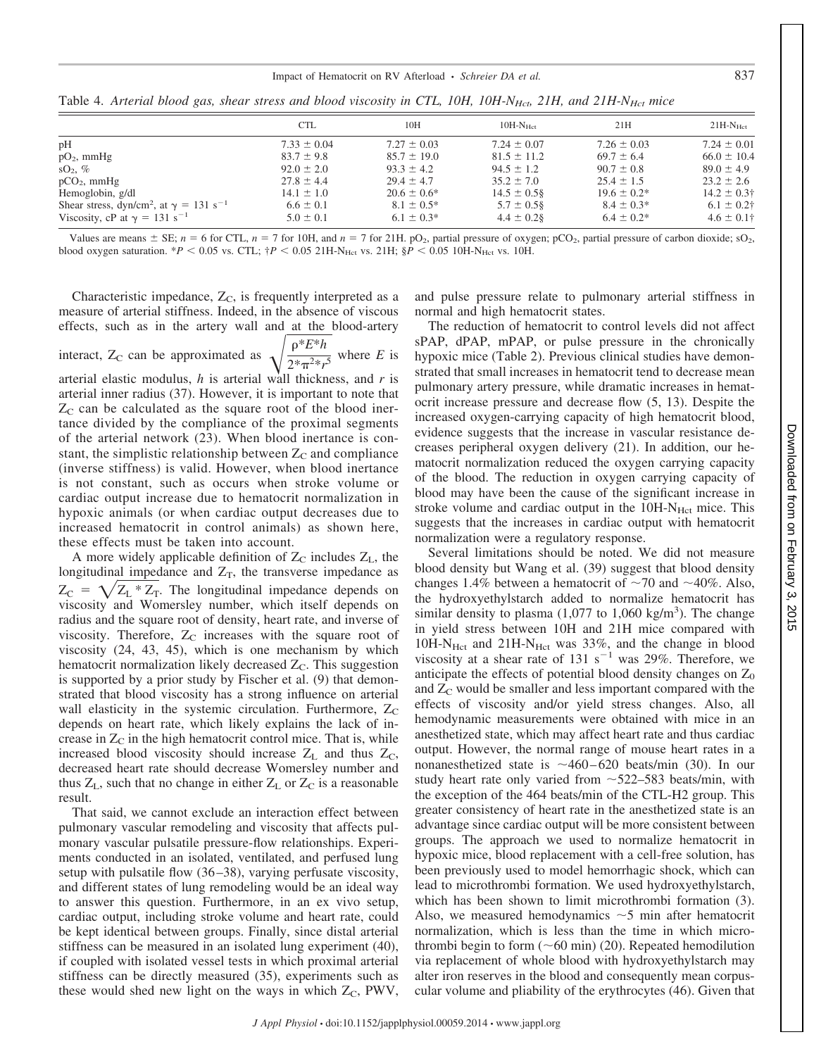Table 4. *Arterial blood gas, shear stress and blood viscosity in CTL, 10H, $10H\text{-}N_{Hct}$, 21H, and $21H\text{-}N_{Hct}$ mice*

| | CTL | 10H | $10H\text{-}N_{Hct}$ | 21H | $21H\text{-}N_{Hct}$ |
|---|---|---|---|---|---|
| pH | 7.33 ± 0.04 | 7.27 ± 0.03 | 7.24 ± 0.07 | 7.26 ± 0.03 | 7.24 ± 0.01 |
| $pO_2$, mmHg | 83.7 ± 9.8 | 85.7 ± 19.0 | 81.5 ± 11.2 | 69.7 ± 6.4 | 66.0 ± 10.4 |
| $sO_2$, % | 92.0 ± 2.0 | 93.3 ± 4.2 | 94.5 ± 1.2 | 90.7 ± 0.8 | 89.0 ± 4.9 |
| $pCO_2$, mmHg | 27.8 ± 4.4 | 29.4 ± 4.7 | 35.2 ± 7.0 | 25.4 ± 1.5 | 23.2 ± 2.6 |
| Hemoglobin, g/dl | 14.1 ± 1.0 | 20.6 ± 0.6* | 14.5 ± 0.5§ | 19.6 ± 0.2* | 14.2 ± 0.3† |
| Shear stress, dyn/cm², at $\gamma = 131\ s^{-1}$ | 6.6 ± 0.1 | 8.1 ± 0.5* | 5.7 ± 0.5§ | 8.4 ± 0.3* | 6.1 ± 0.2† |
| Viscosity, cP at $\gamma = 131\ s^{-1}$ | 5.0 ± 0.1 | 6.1 ± 0.3* | 4.4 ± 0.2§ | 6.4 ± 0.2* | 4.6 ± 0.1† |

Values are means ± SE; $n = 6$ for CTL, $n = 7$ for 10H, and $n = 7$ for 21H. $pO_2$, partial pressure of oxygen; $pCO_2$, partial pressure of carbon dioxide; $sO_2$, blood oxygen saturation. *$P < 0.05$ vs. CTL; †$P < 0.05$ $21H\text{-}N_{Hct}$ vs. 21H; §$P < 0.05$ $10H\text{-}N_{Hct}$ vs. 10H.

Characteristic impedance, $Z_C$, is frequently interpreted as a measure of arterial stiffness. Indeed, in the absence of viscous effects, such as in the artery wall and at the blood-artery interact, $Z_C$ can be approximated as $\sqrt{\frac{\rho * E * h}{2 * \pi^2 * r^5}}$ where $E$ is arterial elastic modulus, $h$ is arterial wall thickness, and $r$ is arterial inner radius (37). However, it is important to note that $Z_C$ can be calculated as the square root of the blood inertance divided by the compliance of the proximal segments of the arterial network (23). When blood inertance is constant, the simplistic relationship between $Z_C$ and compliance (inverse stiffness) is valid. However, when blood inertance is not constant, such as occurs when stroke volume or cardiac output increase due to hematocrit normalization in hypoxic animals (or when cardiac output decreases due to increased hematocrit in control animals) as shown here, these effects must be taken into account.

A more widely applicable definition of $Z_C$ includes $Z_L$, the longitudinal impedance and $Z_T$, the transverse impedance as $Z_C = \sqrt{Z_L * Z_T}$. The longitudinal impedance depends on viscosity and Womersley number, which itself depends on radius and the square root of density, heart rate, and inverse of viscosity. Therefore, $Z_C$ increases with the square root of viscosity (24, 43, 45), which is one mechanism by which hematocrit normalization likely decreased $Z_C$. This suggestion is supported by a prior study by Fischer et al. (9) that demonstrated that blood viscosity has a strong influence on arterial wall elasticity in the systemic circulation. Furthermore, $Z_C$ depends on heart rate, which likely explains the lack of increase in $Z_C$ in the high hematocrit control mice. That is, while increased blood viscosity should increase $Z_L$ and thus $Z_C$, decreased heart rate should decrease Womersley number and thus $Z_L$, such that no change in either $Z_L$ or $Z_C$ is a reasonable result.

That said, we cannot exclude an interaction effect between pulmonary vascular remodeling and viscosity that affects pulmonary vascular pulsatile pressure-flow relationships. Experiments conducted in an isolated, ventilated, and perfused lung setup with pulsatile flow (36–38), varying perfusate viscosity, and different states of lung remodeling would be an ideal way to answer this question. Furthermore, in an ex vivo setup, cardiac output, including stroke volume and heart rate, could be kept identical between groups. Finally, since distal arterial stiffness can be measured in an isolated lung experiment (40), if coupled with isolated vessel tests in which proximal arterial stiffness can be directly measured (35), experiments such as these would shed new light on the ways in which $Z_C$, PWV, and pulse pressure relate to pulmonary arterial stiffness in normal and high hematocrit states.

The reduction of hematocrit to control levels did not affect sPAP, dPAP, mPAP, or pulse pressure in the chronically hypoxic mice (Table 2). Previous clinical studies have demonstrated that small increases in hematocrit tend to decrease mean pulmonary artery pressure, while dramatic increases in hematocrit increase pressure and decrease flow (5, 13). Despite the increased oxygen-carrying capacity of high hematocrit blood, evidence suggests that the increase in vascular resistance decreases peripheral oxygen delivery (21). In addition, our hematocrit normalization reduced the oxygen carrying capacity of the blood. The reduction in oxygen carrying capacity of blood may have been the cause of the significant increase in stroke volume and cardiac output in the $10H\text{-}N_{Hct}$ mice. This suggests that the increases in cardiac output with hematocrit normalization were a regulatory response.

Several limitations should be noted. We did not measure blood density but Wang et al. (39) suggest that blood density changes 1.4% between a hematocrit of ~70 and ~40%. Also, the hydroxyethylstarch added to normalize hematocrit has similar density to plasma (1,077 to 1,060 kg/m³). The change in yield stress between 10H and 21H mice compared with $10H\text{-}N_{Hct}$ and $21H\text{-}N_{Hct}$ was 33%, and the change in blood viscosity at a shear rate of 131 $s^{-1}$ was 29%. Therefore, we anticipate the effects of potential blood density changes on $Z_0$ and $Z_C$ would be smaller and less important compared with the effects of viscosity and/or yield stress changes. Also, all hemodynamic measurements were obtained with mice in an anesthetized state, which may affect heart rate and thus cardiac output. However, the normal range of mouse heart rates in a nonanesthetized state is ~460–620 beats/min (30). In our study heart rate only varied from ~522–583 beats/min, with the exception of the 464 beats/min of the CTL-H2 group. This greater consistency of heart rate in the anesthetized state is an advantage since cardiac output will be more consistent between groups. The approach we used to normalize hematocrit in hypoxic mice, blood replacement with a cell-free solution, has been previously used to model hemorrhagic shock, which can lead to microthrombi formation. We used hydroxyethylstarch, which has been shown to limit microthrombi formation (3). Also, we measured hemodynamics ~5 min after hematocrit normalization, which is less than the time in which microthrombi begin to form (~60 min) (20). Repeated hemodilution via replacement of whole blood with hydroxyethylstarch may alter iron reserves in the blood and consequently mean corpuscular volume and pliability of the erythrocytes (46). Given that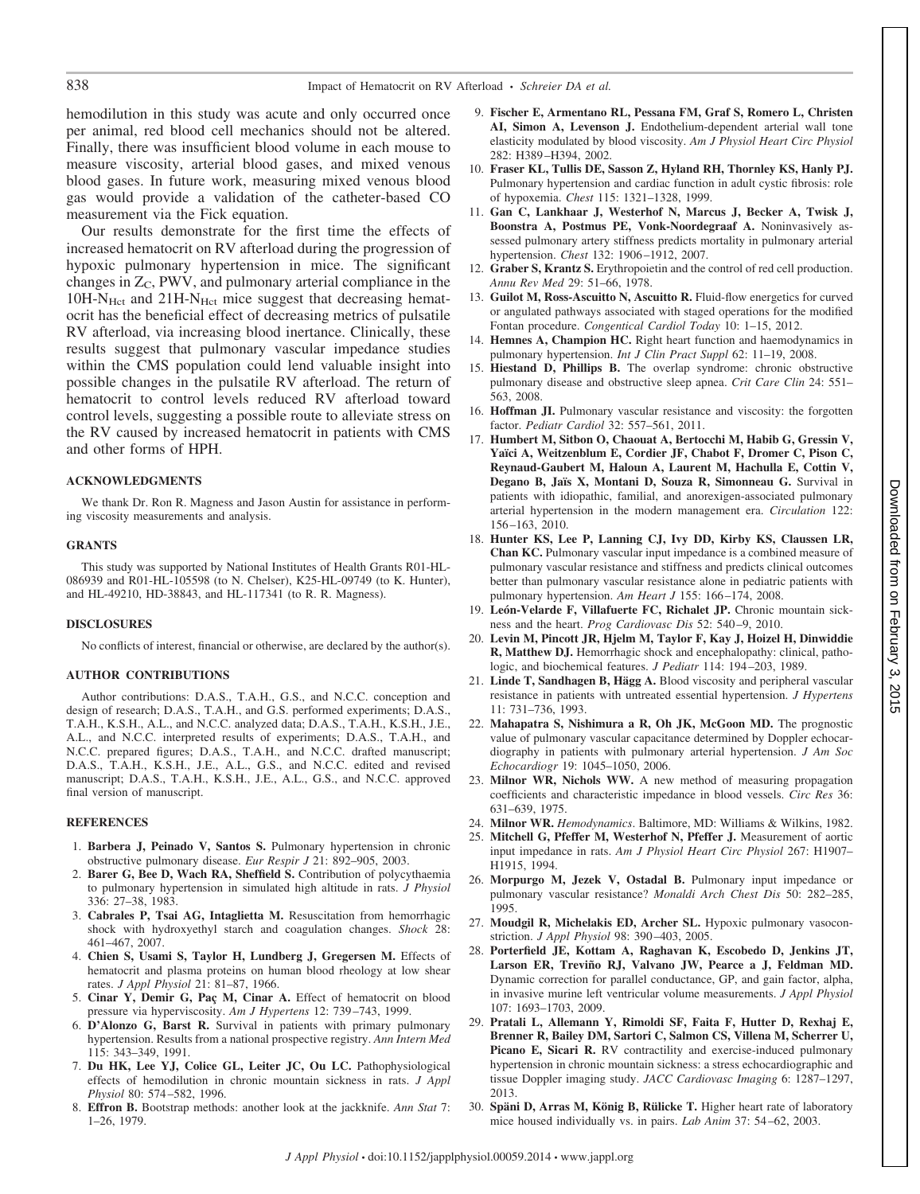hemodilution in this study was acute and only occurred once per animal, red blood cell mechanics should not be altered. Finally, there was insufficient blood volume in each mouse to measure viscosity, arterial blood gases, and mixed venous blood gases. In future work, measuring mixed venous blood gas would provide a validation of the catheter-based CO measurement via the Fick equation.

Our results demonstrate for the first time the effects of increased hematocrit on RV afterload during the progression of hypoxic pulmonary hypertension in mice. The significant changes in $Z_C$, PWV, and pulmonary arterial compliance in the 10H-$N_{Hct}$ and 21H-$N_{Hct}$ mice suggest that decreasing hematocrit has the beneficial effect of decreasing metrics of pulsatile RV afterload, via increasing blood inertance. Clinically, these results suggest that pulmonary vascular impedance studies within the CMS population could lend valuable insight into possible changes in the pulsatile RV afterload. The return of hematocrit to control levels reduced RV afterload toward control levels, suggesting a possible route to alleviate stress on the RV caused by increased hematocrit in patients with CMS and other forms of HPH.

## ACKNOWLEDGMENTS

We thank Dr. Ron R. Magness and Jason Austin for assistance in performing viscosity measurements and analysis.

## GRANTS

This study was supported by National Institutes of Health Grants R01-HL-086939 and R01-HL-105598 (to N. Chelser), K25-HL-09749 (to K. Hunter), and HL-49210, HD-38843, and HL-117341 (to R. R. Magness).

## DISCLOSURES

No conflicts of interest, financial or otherwise, are declared by the author(s).

## AUTHOR CONTRIBUTIONS

Author contributions: D.A.S., T.A.H., G.S., and N.C.C. conception and design of research; D.A.S., T.A.H., and G.S. performed experiments; D.A.S., T.A.H., K.S.H., A.L., and N.C.C. analyzed data; D.A.S., T.A.H., K.S.H., J.E., A.L., and N.C.C. interpreted results of experiments; D.A.S., T.A.H., and N.C.C. prepared figures; D.A.S., T.A.H., and N.C.C. drafted manuscript; D.A.S., T.A.H., K.S.H., J.E., A.L., G.S., and N.C.C. edited and revised manuscript; D.A.S., T.A.H., K.S.H., J.E., A.L., G.S., and N.C.C. approved final version of manuscript.

## REFERENCES

1. **Barbera J, Peinado V, Santos S.** Pulmonary hypertension in chronic obstructive pulmonary disease. *Eur Respir J* 21: 892–905, 2003.
2. **Barer G, Bee D, Wach RA, Sheffield S.** Contribution of polycythaemia to pulmonary hypertension in simulated high altitude in rats. *J Physiol* 336: 27–38, 1983.
3. **Cabrales P, Tsai AG, Intaglietta M.** Resuscitation from hemorrhagic shock with hydroxyethyl starch and coagulation changes. *Shock* 28: 461–467, 2007.
4. **Chien S, Usami S, Taylor H, Lundberg J, Gregersen M.** Effects of hematocrit and plasma proteins on human blood rheology at low shear rates. *J Appl Physiol* 21: 81–87, 1966.
5. **Cinar Y, Demir G, Paç M, Cinar A.** Effect of hematocrit on blood pressure via hyperviscosity. *Am J Hypertens* 12: 739–743, 1999.
6. **D'Alonzo G, Barst R.** Survival in patients with primary pulmonary hypertension. Results from a national prospective registry. *Ann Intern Med* 115: 343–349, 1991.
7. **Du HK, Lee YJ, Colice GL, Leiter JC, Ou LC.** Pathophysiological effects of hemodilution in chronic mountain sickness in rats. *J Appl Physiol* 80: 574–582, 1996.
8. **Effron B.** Bootstrap methods: another look at the jackknife. *Ann Stat* 7: 1–26, 1979.
9. **Fischer E, Armentano RL, Pessana FM, Graf S, Romero L, Christen AI, Simon A, Levenson J.** Endothelium-dependent arterial wall tone elasticity modulated by blood viscosity. *Am J Physiol Heart Circ Physiol* 282: H389–H394, 2002.
10. **Fraser KL, Tullis DE, Sasson Z, Hyland RH, Thornley KS, Hanly PJ.** Pulmonary hypertension and cardiac function in adult cystic fibrosis: role of hypoxemia. *Chest* 115: 1321–1328, 1999.
11. **Gan C, Lankhaar J, Westerhof N, Marcus J, Becker A, Twisk J, Boonstra A, Postmus PE, Vonk-Noordegraaf A.** Noninvasively assessed pulmonary artery stiffness predicts mortality in pulmonary arterial hypertension. *Chest* 132: 1906–1912, 2007.
12. **Graber S, Krantz S.** Erythropoietin and the control of red cell production. *Annu Rev Med* 29: 51–66, 1978.
13. **Guilot M, Ross-Ascuitto N, Ascuitto R.** Fluid-flow energetics for curved or angulated pathways associated with staged operations for the modified Fontan procedure. *Congentical Cardiol Today* 10: 1–15, 2012.
14. **Hemnes A, Champion HC.** Right heart function and haemodynamics in pulmonary hypertension. *Int J Clin Pract Suppl* 62: 11–19, 2008.
15. **Hiestand D, Phillips B.** The overlap syndrome: chronic obstructive pulmonary disease and obstructive sleep apnea. *Crit Care Clin* 24: 551–563, 2008.
16. **Hoffman JI.** Pulmonary vascular resistance and viscosity: the forgotten factor. *Pediatr Cardiol* 32: 557–561, 2011.
17. **Humbert M, Sitbon O, Chaouat A, Bertocchi M, Habib G, Gressin V, Yaïci A, Weitzenblum E, Cordier JF, Chabot F, Dromer C, Pison C, Reynaud-Gaubert M, Haloun A, Laurent M, Hachulla E, Cottin V, Degano B, Jaïs X, Montani D, Souza R, Simonneau G.** Survival in patients with idiopathic, familial, and anorexigen-associated pulmonary arterial hypertension in the modern management era. *Circulation* 122: 156–163, 2010.
18. **Hunter KS, Lee P, Lanning CJ, Ivy DD, Kirby KS, Claussen LR, Chan KC.** Pulmonary vascular input impedance is a combined measure of pulmonary vascular resistance and stiffness and predicts clinical outcomes better than pulmonary vascular resistance alone in pediatric patients with pulmonary hypertension. *Am Heart J* 155: 166–174, 2008.
19. **León-Velarde F, Villafuerte FC, Richalet JP.** Chronic mountain sickness and the heart. *Prog Cardiovasc Dis* 52: 540–9, 2010.
20. **Levin M, Pincott JR, Hjelm M, Taylor F, Kay J, Hoizel H, Dinwiddie R, Matthew DJ.** Hemorrhagic shock and encephalopathy: clinical, pathologic, and biochemical features. *J Pediatr* 114: 194–203, 1989.
21. **Linde T, Sandhagen B, Hägg A.** Blood viscosity and peripheral vascular resistance in patients with untreated essential hypertension. *J Hypertens* 11: 731–736, 1993.
22. **Mahapatra S, Nishimura a R, Oh JK, McGoon MD.** The prognostic value of pulmonary vascular capacitance determined by Doppler echocardiography in patients with pulmonary arterial hypertension. *J Am Soc Echocardiogr* 19: 1045–1050, 2006.
23. **Milnor WR, Nichols WW.** A new method of measuring propagation coefficients and characteristic impedance in blood vessels. *Circ Res* 36: 631–639, 1975.
24. **Milnor WR.** *Hemodynamics*. Baltimore, MD: Williams & Wilkins, 1982.
25. **Mitchell G, Pfeffer M, Westerhof N, Pfeffer J.** Measurement of aortic input impedance in rats. *Am J Physiol Heart Circ Physiol* 267: H1907–H1915, 1994.
26. **Morpurgo M, Jezek V, Ostadal B.** Pulmonary input impedance or pulmonary vascular resistance? *Monaldi Arch Chest Dis* 50: 282–285, 1995.
27. **Moudgil R, Michelakis ED, Archer SL.** Hypoxic pulmonary vasoconstriction. *J Appl Physiol* 98: 390–403, 2005.
28. **Porterfield JE, Kottam A, Raghavan K, Escobedo D, Jenkins JT, Larson ER, Treviño RJ, Valvano JW, Pearce a J, Feldman MD.** Dynamic correction for parallel conductance, GP, and gain factor, alpha, in invasive murine left ventricular volume measurements. *J Appl Physiol* 107: 1693–1703, 2009.
29. **Pratali L, Allemann Y, Rimoldi SF, Faita F, Hutter D, Rexhaj E, Brenner R, Bailey DM, Sartori C, Salmon CS, Villena M, Scherrer U, Picano E, Sicari R.** RV contractility and exercise-induced pulmonary hypertension in chronic mountain sickness: a stress echocardiographic and tissue Doppler imaging study. *JACC Cardiovasc Imaging* 6: 1287–1297, 2013.
30. **Späni D, Arras M, König B, Rülicke T.** Higher heart rate of laboratory mice housed individually vs. in pairs. *Lab Anim* 37: 54–62, 2003.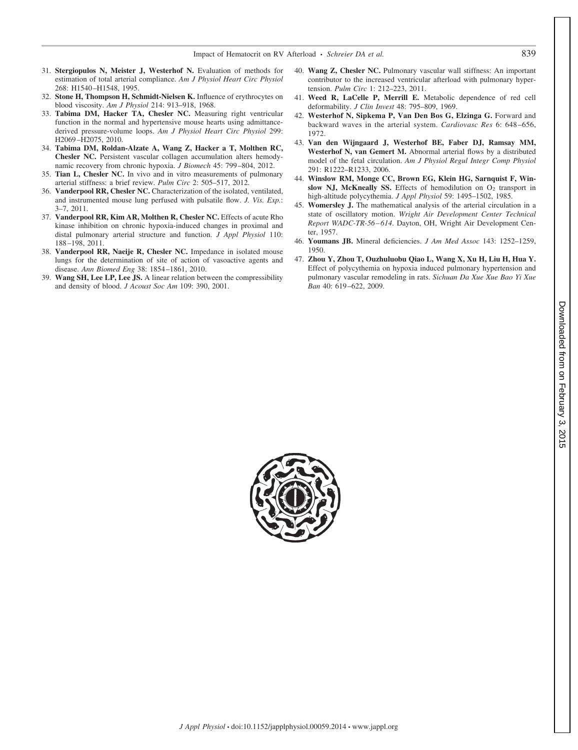31. **Stergiopulos N, Meister J, Westerhof N.** Evaluation of methods for estimation of total arterial compliance. *Am J Physiol Heart Circ Physiol* 268: H1540–H1548, 1995.
32. **Stone H, Thompson H, Schmidt-Nielsen K.** Influence of erythrocytes on blood viscosity. *Am J Physiol* 214: 913–918, 1968.
33. **Tabima DM, Hacker TA, Chesler NC.** Measuring right ventricular function in the normal and hypertensive mouse hearts using admittance-derived pressure-volume loops. *Am J Physiol Heart Circ Physiol* 299: H2069–H2075, 2010.
34. **Tabima DM, Roldan-Alzate A, Wang Z, Hacker a T, Molthen RC, Chesler NC.** Persistent vascular collagen accumulation alters hemodynamic recovery from chronic hypoxia. *J Biomech* 45: 799–804, 2012.
35. **Tian L, Chesler NC.** In vivo and in vitro measurements of pulmonary arterial stiffness: a brief review. *Pulm Circ* 2: 505–517, 2012.
36. **Vanderpool RR, Chesler NC.** Characterization of the isolated, ventilated, and instrumented mouse lung perfused with pulsatile flow. *J. Vis. Exp.*: 3–7, 2011.
37. **Vanderpool RR, Kim AR, Molthen R, Chesler NC.** Effects of acute Rho kinase inhibition on chronic hypoxia-induced changes in proximal and distal pulmonary arterial structure and function. *J Appl Physiol* 110: 188–198, 2011.
38. **Vanderpool RR, Naeije R, Chesler NC.** Impedance in isolated mouse lungs for the determination of site of action of vasoactive agents and disease. *Ann Biomed Eng* 38: 1854–1861, 2010.
39. **Wang SH, Lee LP, Lee JS.** A linear relation between the compressibility and density of blood. *J Acoust Soc Am* 109: 390, 2001.
40. **Wang Z, Chesler NC.** Pulmonary vascular wall stiffness: An important contributor to the increased ventricular afterload with pulmonary hypertension. *Pulm Circ* 1: 212–223, 2011.
41. **Weed R, LaCelle P, Merrill E.** Metabolic dependence of red cell deformability. *J Clin Invest* 48: 795–809, 1969.
42. **Westerhof N, Sipkema P, Van Den Bos G, Elzinga G.** Forward and backward waves in the arterial system. *Cardiovasc Res* 6: 648–656, 1972.
43. **Van den Wijngaard J, Westerhof BE, Faber DJ, Ramsay MM, Westerhof N, van Gemert M.** Abnormal arterial flows by a distributed model of the fetal circulation. *Am J Physiol Regul Integr Comp Physiol* 291: R1222–R1233, 2006.
44. **Winslow RM, Monge CC, Brown EG, Klein HG, Sarnquist F, Winslow NJ, McKneally SS.** Effects of hemodilution on $O_2$ transport in high-altitude polycythemia. *J Appl Physiol* 59: 1495–1502, 1985.
45. **Womersley J.** The mathematical analysis of the arterial circulation in a state of oscillatory motion. *Wright Air Development Center Technical Report WADC-TR-56–614*. Dayton, OH, Wright Air Development Center, 1957.
46. **Youmans JB.** Mineral deficiencies. *J Am Med Assoc* 143: 1252–1259, 1950.
47. **Zhou Y, Zhou T, Ouzhuluobu Qiao L, Wang X, Xu H, Liu H, Hua Y.** Effect of polycythemia on hypoxia induced pulmonary hypertension and pulmonary vascular remodeling in rats. *Sichuan Da Xue Xue Bao Yi Xue Ban* 40: 619–622, 2009.